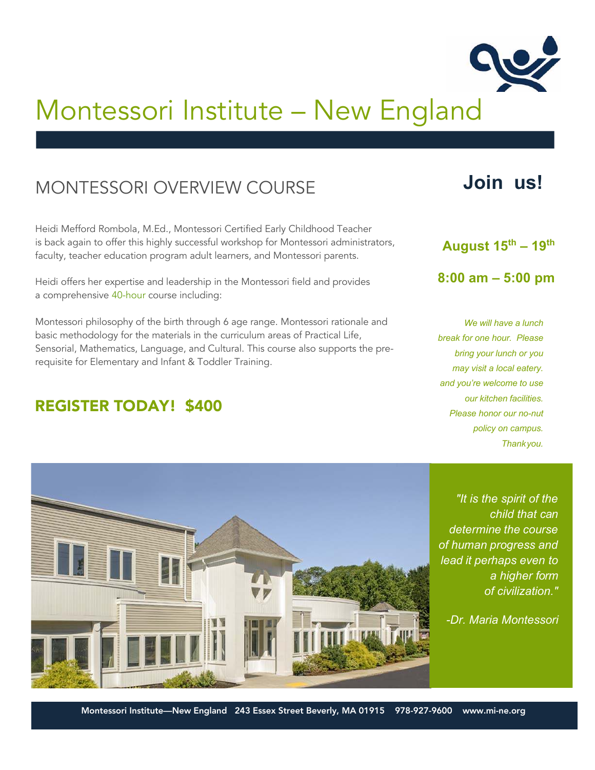# Montessori Institute – New England

## MONTESSORI OVERVIEW COURSE

Heidi Mefford Rombola, M.Ed., Montessori Certified Early Childhood Teacher is back again to offer this highly successful workshop for Montessori administrators, faculty, teacher education program adult learners, and Montessori parents.

Heidi offers her expertise and leadership in the Montessori field and provides a comprehensive 40-hour course including:

Montessori philosophy of the birth through 6 age range. Montessori rationale and basic methodology for the materials in the curriculum areas of Practical Life, Sensorial, Mathematics, Language, and Cultural. This course also supports the pre-requisite for Elementary and Infant & Toddler Training.

### REGISTER TODAY! $400

## Join us!

**August 15th – 19th**

**8:00 am – 5:00 pm**

*We will have a lunch break for one hour. Please bring your lunch or you may visit a local eatery. and you're welcome to use our kitchen facilities. Please honor our no-nut policy on campus. Thankyou.*

*"It is the spirit of the child that can determine the course of human progress and lead it perhaps even to a higher form of civilization."*

*-Dr. Maria Montessori*

Montessori Institute—New England 243 Essex Street Beverly, MA 01915 978-927-9600 www.mi-ne.org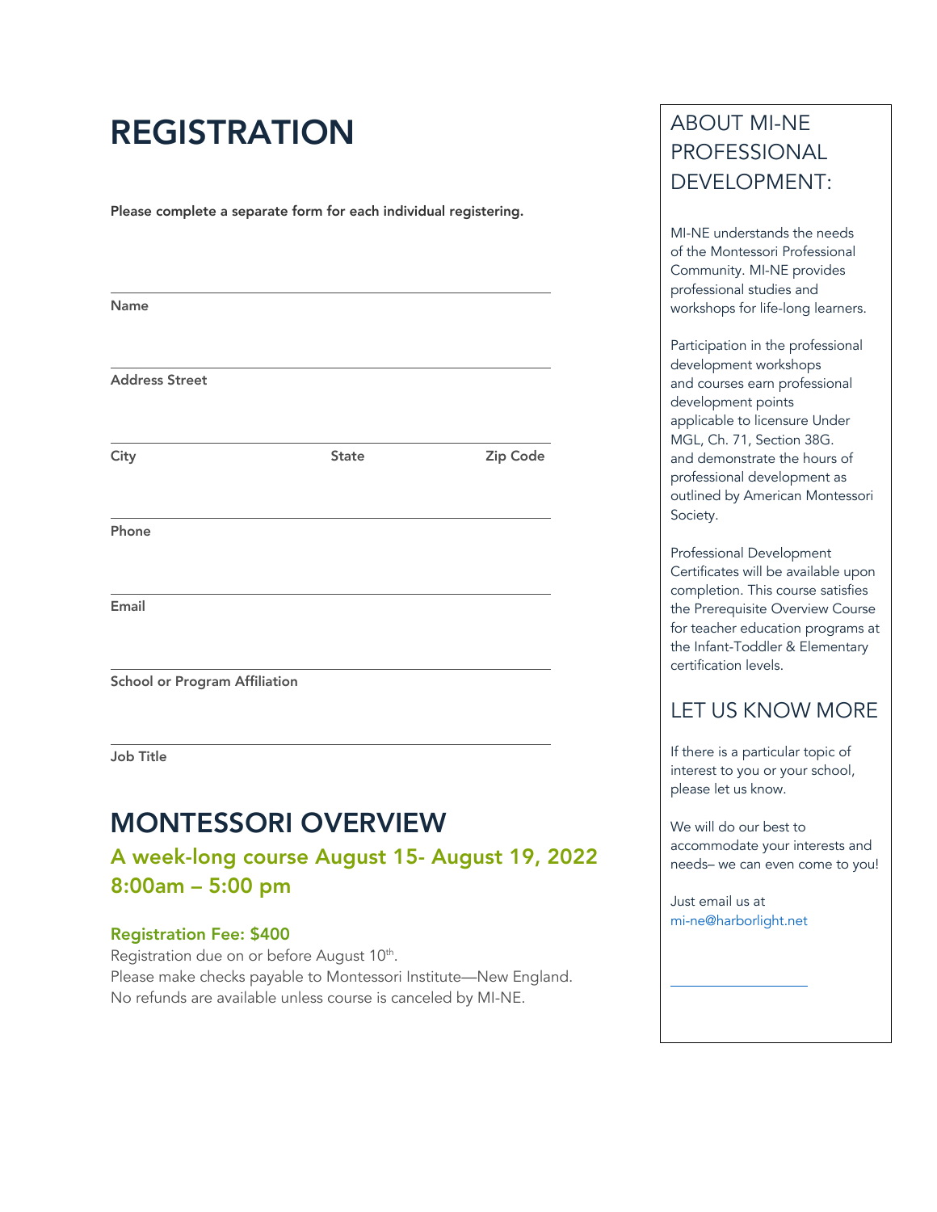# REGISTRATION

**Please complete a separate form for each individual registering.**

**Name**

**Address Street**

**City** **State** **Zip Code**

**Phone**

**Email**

**School or Program Affiliation**

**Job Title**

# MONTESSORI OVERVIEW

## A week-long course August 15- August 19, 2022 8:00am – 5:00 pm

### Registration Fee: $400

Registration due on or before August 10th.
Please make checks payable to Montessori Institute—New England.
No refunds are available unless course is canceled by MI-NE.

## ABOUT MI-NE PROFESSIONAL DEVELOPMENT:

MI-NE understands the needs of the Montessori Professional Community. MI-NE provides professional studies and workshops for life-long learners.

Participation in the professional development workshops and courses earn professional development points applicable to licensure Under MGL, Ch. 71, Section 38G. and demonstrate the hours of professional development as outlined by American Montessori Society.

Professional Development Certificates will be available upon completion. This course satisfies the Prerequisite Overview Course for teacher education programs at the Infant-Toddler & Elementary certification levels.

## LET US KNOW MORE

If there is a particular topic of interest to you or your school, please let us know.

We will do our best to accommodate your interests and needs– we can even come to you!

Just email us at mi-ne@harborlight.net